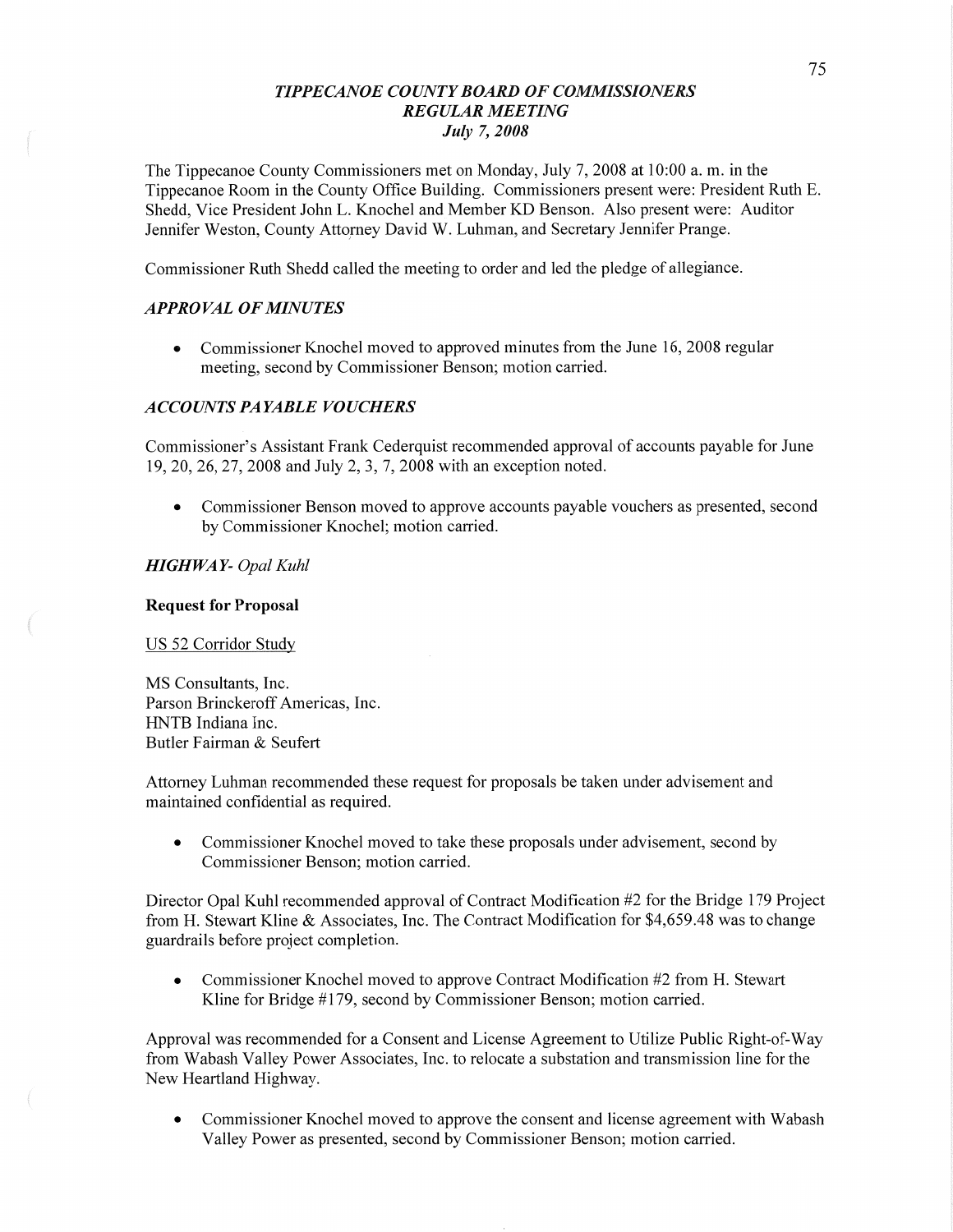# *TIPPECANOE COUNTY BOARD OF COMMISSIONERS*
## *REGULAR MEETING*
### *July 7, 2008*

The Tippecanoe County Commissioners met on Monday, July 7, 2008 at 10:00 a. m. in the Tippecanoe Room in the County Office Building. Commissioners present were: President Ruth E. Shedd, Vice President John L. Knochel and Member KD Benson. Also present were: Auditor Jennifer Weston, County Attorney David W. Luhman, and Secretary Jennifer Prange.

Commissioner Ruth Shedd called the meeting to order and led the pledge of allegiance.

### *APPROVAL OF MINUTES*

- Commissioner Knochel moved to approved minutes from the June 16, 2008 regular meeting, second by Commissioner Benson; motion carried.

### *ACCOUNTS PAYABLE VOUCHERS*

Commissioner's Assistant Frank Cederquist recommended approval of accounts payable for June 19, 20, 26, 27, 2008 and July 2, 3, 7, 2008 with an exception noted.

- Commissioner Benson moved to approve accounts payable vouchers as presented, second by Commissioner Knochel; motion carried.

### *HIGHWAY- Opal Kuhl*

**Request for Proposal**

US 52 Corridor Study

MS Consultants, Inc.
Parson Brinckeroff Americas, Inc.
HNTB Indiana Inc.
Butler Fairman & Seufert

Attorney Luhman recommended these request for proposals be taken under advisement and maintained confidential as required.

- Commissioner Knochel moved to take these proposals under advisement, second by Commissioner Benson; motion carried.

Director Opal Kuhl recommended approval of Contract Modification #2 for the Bridge 179 Project from H. Stewart Kline & Associates, Inc. The Contract Modification for $4,659.48 was to change guardrails before project completion.

- Commissioner Knochel moved to approve Contract Modification #2 from H. Stewart Kline for Bridge #179, second by Commissioner Benson; motion carried.

Approval was recommended for a Consent and License Agreement to Utilize Public Right-of-Way from Wabash Valley Power Associates, Inc. to relocate a substation and transmission line for the New Heartland Highway.

- Commissioner Knochel moved to approve the consent and license agreement with Wabash Valley Power as presented, second by Commissioner Benson; motion carried.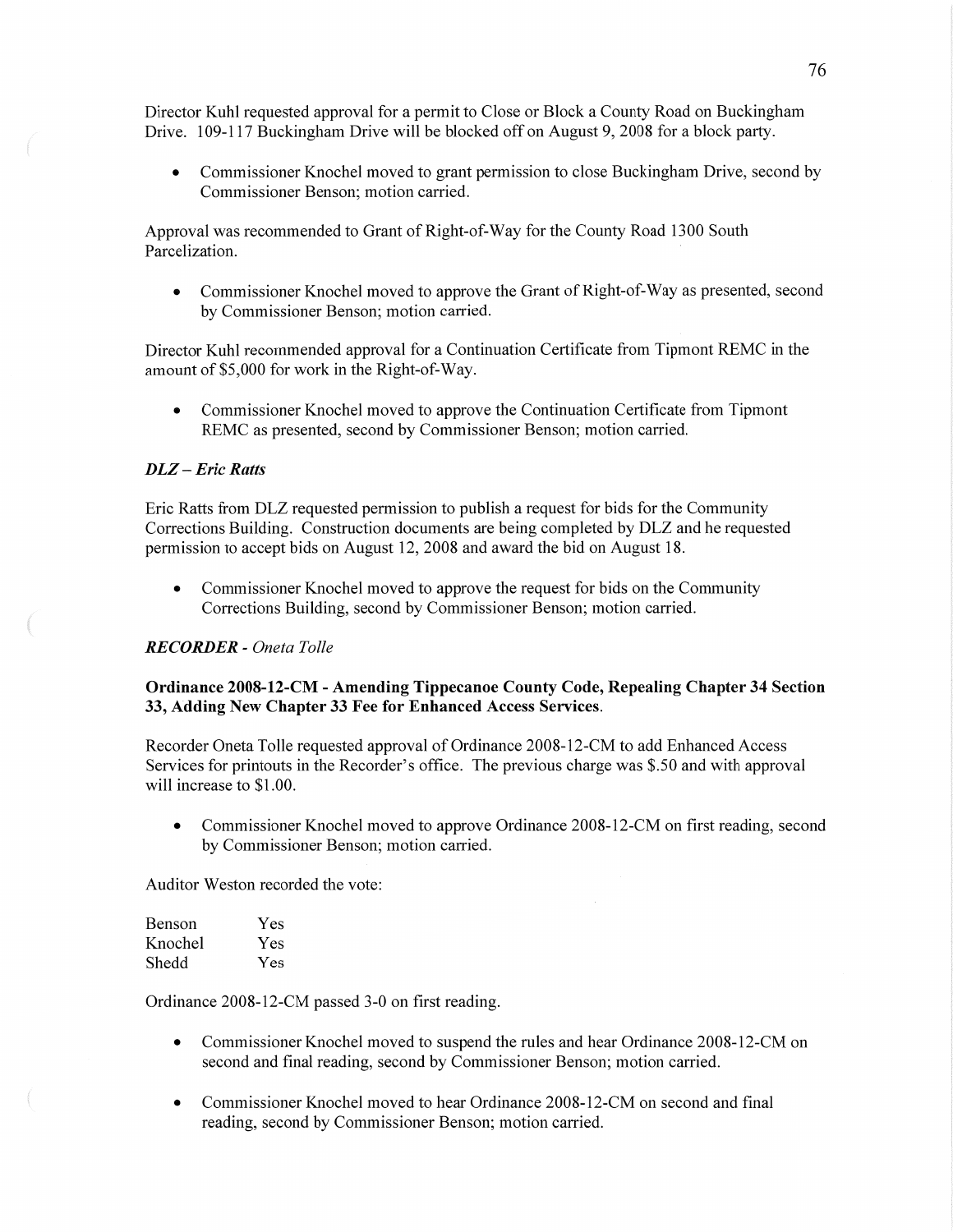Director Kuhl requested approval for a permit to Close or Block a County Road on Buckingham Drive. 109-117 Buckingham Drive will be blocked off on August 9, 2008 for a block party.

- Commissioner Knochel moved to grant permission to close Buckingham Drive, second by Commissioner Benson; motion carried.

Approval was recommended to Grant of Right-of-Way for the County Road 1300 South Parcelization.

- Commissioner Knochel moved to approve the Grant of Right-of-Way as presented, second by Commissioner Benson; motion carried.

Director Kuhl recommended approval for a Continuation Certificate from Tipmont REMC in the amount of $5,000 for work in the Right-of-Way.

- Commissioner Knochel moved to approve the Continuation Certificate from Tipmont REMC as presented, second by Commissioner Benson; motion carried.

### *DLZ – Eric Ratts*

Eric Ratts from DLZ requested permission to publish a request for bids for the Community Corrections Building. Construction documents are being completed by DLZ and he requested permission to accept bids on August 12, 2008 and award the bid on August 18.

- Commissioner Knochel moved to approve the request for bids on the Community Corrections Building, second by Commissioner Benson; motion carried.

### ***RECORDER** - Oneta Tolle*

**Ordinance 2008-12-CM - Amending Tippecanoe County Code, Repealing Chapter 34 Section 33, Adding New Chapter 33 Fee for Enhanced Access Services.**

Recorder Oneta Tolle requested approval of Ordinance 2008-12-CM to add Enhanced Access Services for printouts in the Recorder's office. The previous charge was $.50 and with approval will increase to $1.00.

- Commissioner Knochel moved to approve Ordinance 2008-12-CM on first reading, second by Commissioner Benson; motion carried.

Auditor Weston recorded the vote:

| | |
|---|---|
| Benson | Yes |
| Knochel | Yes |
| Shedd | Yes |

Ordinance 2008-12-CM passed 3-0 on first reading.

- Commissioner Knochel moved to suspend the rules and hear Ordinance 2008-12-CM on second and final reading, second by Commissioner Benson; motion carried.

- Commissioner Knochel moved to hear Ordinance 2008-12-CM on second and final reading, second by Commissioner Benson; motion carried.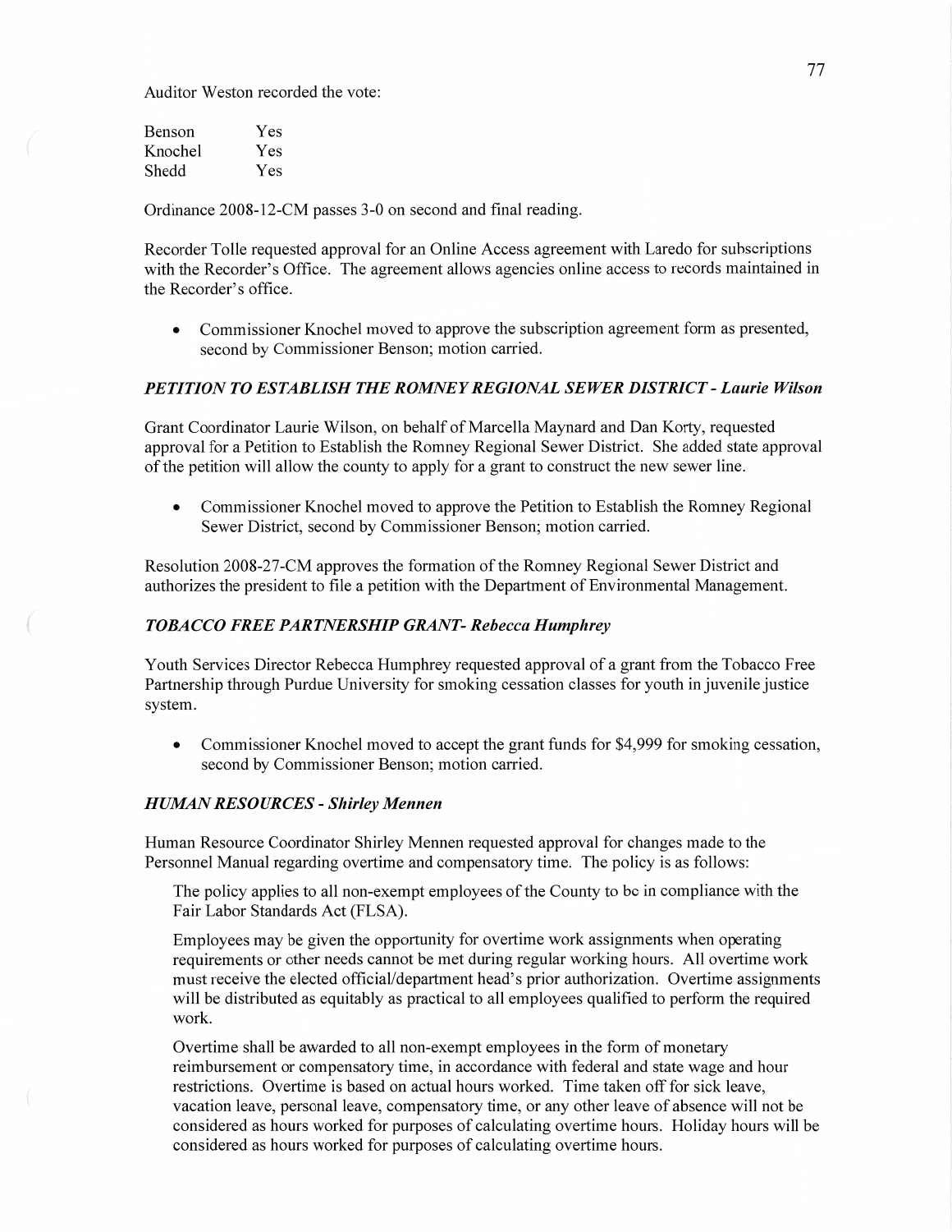Auditor Weston recorded the vote:

| | |
|---|---|
| Benson | Yes |
| Knochel | Yes |
| Shedd | Yes |

Ordinance 2008-12-CM passes 3-0 on second and final reading.

Recorder Tolle requested approval for an Online Access agreement with Laredo for subscriptions with the Recorder's Office. The agreement allows agencies online access to records maintained in the Recorder's office.

- Commissioner Knochel moved to approve the subscription agreement form as presented, second by Commissioner Benson; motion carried.

### *PETITION TO ESTABLISH THE ROMNEY REGIONAL SEWER DISTRICT - Laurie Wilson*

Grant Coordinator Laurie Wilson, on behalf of Marcella Maynard and Dan Korty, requested approval for a Petition to Establish the Romney Regional Sewer District. She added state approval of the petition will allow the county to apply for a grant to construct the new sewer line.

- Commissioner Knochel moved to approve the Petition to Establish the Romney Regional Sewer District, second by Commissioner Benson; motion carried.

Resolution 2008-27-CM approves the formation of the Romney Regional Sewer District and authorizes the president to file a petition with the Department of Environmental Management.

### *TOBACCO FREE PARTNERSHIP GRANT- Rebecca Humphrey*

Youth Services Director Rebecca Humphrey requested approval of a grant from the Tobacco Free Partnership through Purdue University for smoking cessation classes for youth in juvenile justice system.

- Commissioner Knochel moved to accept the grant funds for $4,999 for smoking cessation, second by Commissioner Benson; motion carried.

### *HUMAN RESOURCES - Shirley Mennen*

Human Resource Coordinator Shirley Mennen requested approval for changes made to the Personnel Manual regarding overtime and compensatory time. The policy is as follows:

> The policy applies to all non-exempt employees of the County to be in compliance with the Fair Labor Standards Act (FLSA).
>
> Employees may be given the opportunity for overtime work assignments when operating requirements or other needs cannot be met during regular working hours. All overtime work must receive the elected official/department head's prior authorization. Overtime assignments will be distributed as equitably as practical to all employees qualified to perform the required work.
>
> Overtime shall be awarded to all non-exempt employees in the form of monetary reimbursement or compensatory time, in accordance with federal and state wage and hour restrictions. Overtime is based on actual hours worked. Time taken off for sick leave, vacation leave, personal leave, compensatory time, or any other leave of absence will not be considered as hours worked for purposes of calculating overtime hours. Holiday hours will be considered as hours worked for purposes of calculating overtime hours.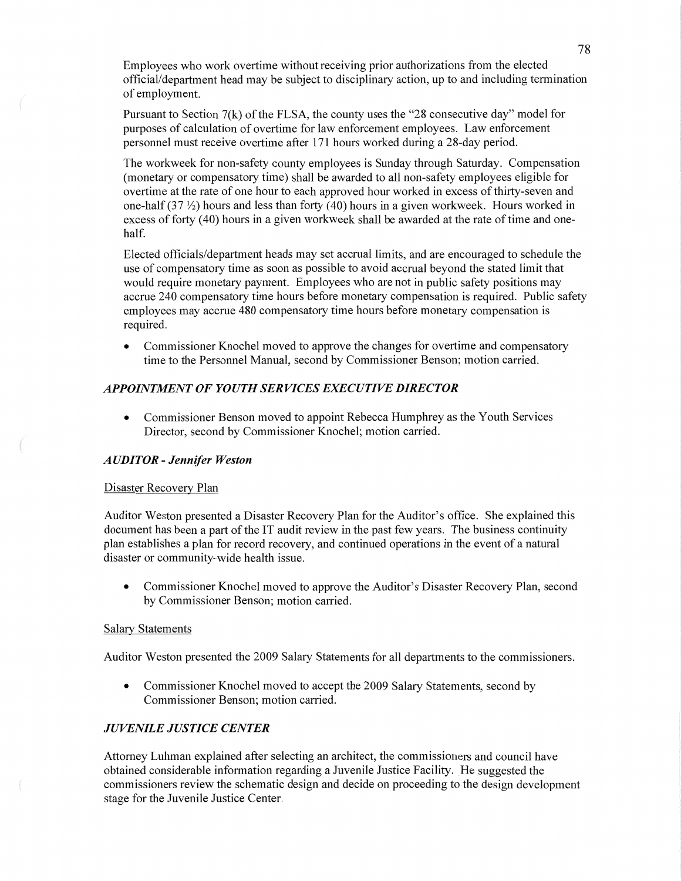Employees who work overtime without receiving prior authorizations from the elected official/department head may be subject to disciplinary action, up to and including termination of employment.

Pursuant to Section 7(k) of the FLSA, the county uses the "28 consecutive day" model for purposes of calculation of overtime for law enforcement employees. Law enforcement personnel must receive overtime after 171 hours worked during a 28-day period.

The workweek for non-safety county employees is Sunday through Saturday. Compensation (monetary or compensatory time) shall be awarded to all non-safety employees eligible for overtime at the rate of one hour to each approved hour worked in excess of thirty-seven and one-half (37 ½) hours and less than forty (40) hours in a given workweek. Hours worked in excess of forty (40) hours in a given workweek shall be awarded at the rate of time and one-half.

Elected officials/department heads may set accrual limits, and are encouraged to schedule the use of compensatory time as soon as possible to avoid accrual beyond the stated limit that would require monetary payment. Employees who are not in public safety positions may accrue 240 compensatory time hours before monetary compensation is required. Public safety employees may accrue 480 compensatory time hours before monetary compensation is required.

- Commissioner Knochel moved to approve the changes for overtime and compensatory time to the Personnel Manual, second by Commissioner Benson; motion carried.

### *APPOINTMENT OF YOUTH SERVICES EXECUTIVE DIRECTOR*

- Commissioner Benson moved to appoint Rebecca Humphrey as the Youth Services Director, second by Commissioner Knochel; motion carried.

### *AUDITOR - Jennifer Weston*

Disaster Recovery Plan

Auditor Weston presented a Disaster Recovery Plan for the Auditor's office. She explained this document has been a part of the IT audit review in the past few years. The business continuity plan establishes a plan for record recovery, and continued operations in the event of a natural disaster or community-wide health issue.

- Commissioner Knochel moved to approve the Auditor's Disaster Recovery Plan, second by Commissioner Benson; motion carried.

Salary Statements

Auditor Weston presented the 2009 Salary Statements for all departments to the commissioners.

- Commissioner Knochel moved to accept the 2009 Salary Statements, second by Commissioner Benson; motion carried.

### *JUVENILE JUSTICE CENTER*

Attorney Luhman explained after selecting an architect, the commissioners and council have obtained considerable information regarding a Juvenile Justice Facility. He suggested the commissioners review the schematic design and decide on proceeding to the design development stage for the Juvenile Justice Center.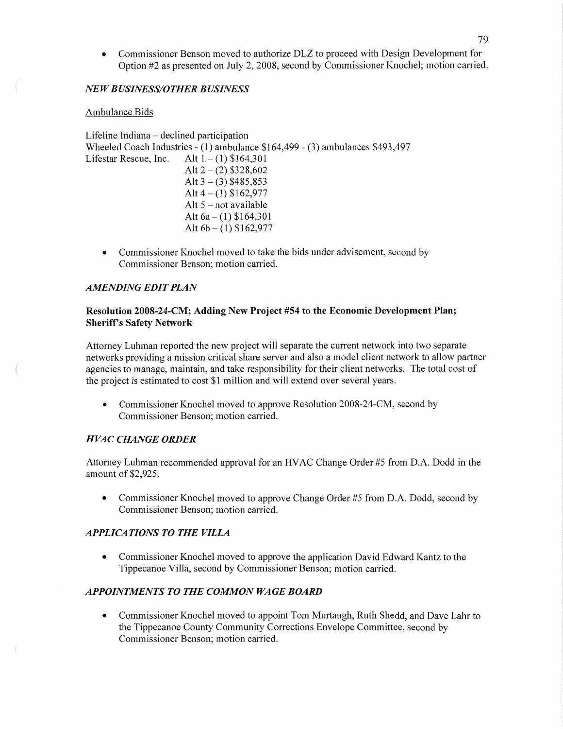- Commissioner Benson moved to authorize DLZ to proceed with Design Development for Option #2 as presented on July 2, 2008, second by Commissioner Knochel; motion carried.

## *NEW BUSINESS/OTHER BUSINESS*

Ambulance Bids

Lifeline Indiana – declined participation
Wheeled Coach Industries - (1) ambulance $164,499 - (3) ambulances $493,497
Lifestar Rescue, Inc. Alt 1 – (1) $164,301
Alt 2 – (2) $328,602
Alt 3 – (3) $485,853
Alt 4 – (1) $162,977
Alt 5 – not available
Alt 6a – (1) $164,301
Alt 6b – (1) $162,977

- Commissioner Knochel moved to take the bids under advisement, second by Commissioner Benson; motion carried.

## *AMENDING EDIT PLAN*

### Resolution 2008-24-CM; Adding New Project #54 to the Economic Development Plan; Sheriff's Safety Network

Attorney Luhman reported the new project will separate the current network into two separate networks providing a mission critical share server and also a model client network to allow partner agencies to manage, maintain, and take responsibility for their client networks. The total cost of the project is estimated to cost $1 million and will extend over several years.

- Commissioner Knochel moved to approve Resolution 2008-24-CM, second by Commissioner Benson; motion carried.

## *HVAC CHANGE ORDER*

Attorney Luhman recommended approval for an HVAC Change Order #5 from D.A. Dodd in the amount of $2,925.

- Commissioner Knochel moved to approve Change Order #5 from D.A. Dodd, second by Commissioner Benson; motion carried.

## *APPLICATIONS TO THE VILLA*

- Commissioner Knochel moved to approve the application David Edward Kantz to the Tippecanoe Villa, second by Commissioner Benson; motion carried.

## *APPOINTMENTS TO THE COMMON WAGE BOARD*

- Commissioner Knochel moved to appoint Tom Murtaugh, Ruth Shedd, and Dave Lahr to the Tippecanoe County Community Corrections Envelope Committee, second by Commissioner Benson; motion carried.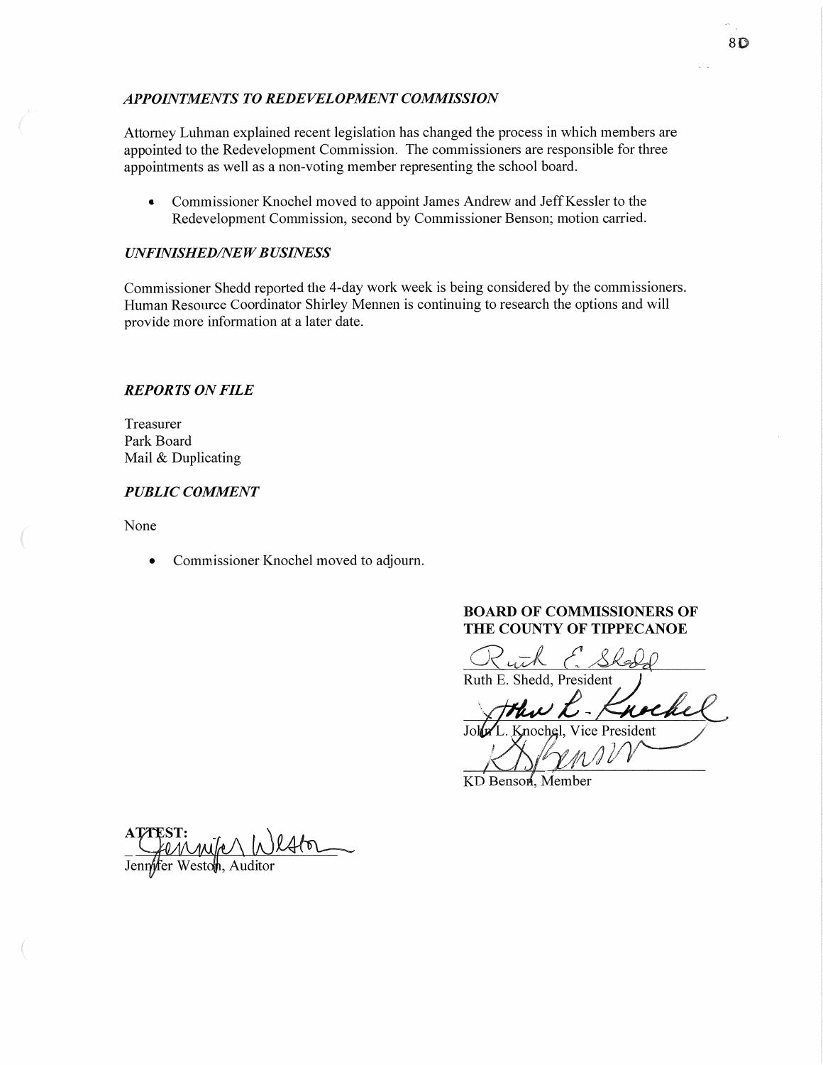### *APPOINTMENTS TO REDEVELOPMENT COMMISSION*

Attorney Luhman explained recent legislation has changed the process in which members are appointed to the Redevelopment Commission. The commissioners are responsible for three appointments as well as a non-voting member representing the school board.

- Commissioner Knochel moved to appoint James Andrew and Jeff Kessler to the Redevelopment Commission, second by Commissioner Benson; motion carried.

### *UNFINISHED/NEW BUSINESS*

Commissioner Shedd reported the 4-day work week is being considered by the commissioners. Human Resource Coordinator Shirley Mennen is continuing to research the options and will provide more information at a later date.

### *REPORTS ON FILE*

Treasurer
Park Board
Mail & Duplicating

### *PUBLIC COMMENT*

None

- Commissioner Knochel moved to adjourn.

**BOARD OF COMMISSIONERS OF THE COUNTY OF TIPPECANOE**

Ruth E. Shedd, President

John L. Knochel, Vice President

KD Benson, Member

ATTEST:

Jennifer Weston, Auditor